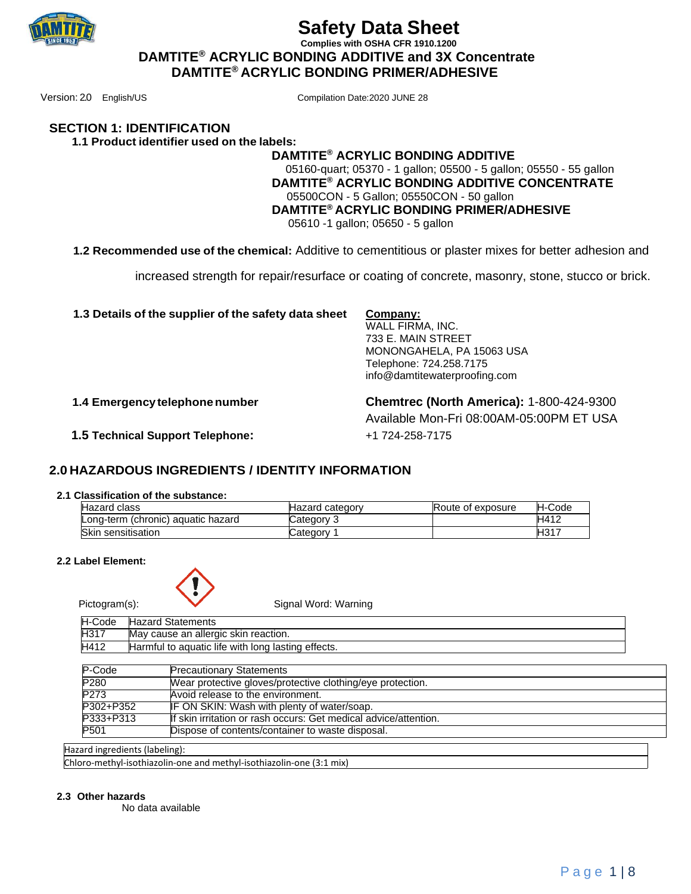# Safety Data Sheet

**Complies with OSHA CFR 1910.1200**

## DAMTITE® ACRYLIC BONDING ADDITIVE and 3X Concentrate
## DAMTITE® ACRYLIC BONDING PRIMER/ADHESIVE

Version: 2.0 English/US Compilation Date:2020 JUNE 28

## SECTION 1: IDENTIFICATION

### 1.1 Product identifier used on the labels:

**DAMTITE® ACRYLIC BONDING ADDITIVE**
05160-quart; 05370 - 1 gallon; 05500 - 5 gallon; 05550 - 55 gallon

**DAMTITE® ACRYLIC BONDING ADDITIVE CONCENTRATE**
05500CON - 5 Gallon; 05550CON - 50 gallon

**DAMTITE® ACRYLIC BONDING PRIMER/ADHESIVE**
05610 -1 gallon; 05650 - 5 gallon

**1.2 Recommended use of the chemical:** Additive to cementitious or plaster mixes for better adhesion and increased strength for repair/resurface or coating of concrete, masonry, stone, stucco or brick.

**1.3 Details of the supplier of the safety data sheet**

**Company:**
WALL FIRMA, INC.
733 E. MAIN STREET
MONONGAHELA, PA 15063 USA
Telephone: 724.258.7175
info@damtitewaterproofing.com

**1.4 Emergency telephone number**

**Chemtrec (North America):** 1-800-424-9300
Available Mon-Fri 08:00AM-05:00PM ET USA

**1.5 Technical Support Telephone:** +1 724-258-7175

## 2.0 HAZARDOUS INGREDIENTS / IDENTITY INFORMATION

**2.1 Classification of the substance:**

| Hazard class | Hazard category | Route of exposure | H-Code |
|---|---|---|---|
| Long-term (chronic) aquatic hazard | Category 3 | | H412 |
| Skin sensitisation | Category 1 | | H317 |

**2.2 Label Element:**

Pictogram(s): Signal Word: Warning

| H-Code | Hazard Statements |
|---|---|
| H317 | May cause an allergic skin reaction. |
| H412 | Harmful to aquatic life with long lasting effects. |

| P-Code | Precautionary Statements |
|---|---|
| P280 | Wear protective gloves/protective clothing/eye protection. |
| P273 | Avoid release to the environment. |
| P302+P352 | IF ON SKIN: Wash with plenty of water/soap. |
| P333+P313 | If skin irritation or rash occurs: Get medical advice/attention. |
| P501 | Dispose of contents/container to waste disposal. |

| Hazard ingredients (labeling): |
|---|
| Chloro-methyl-isothiazolin-one and methyl-isothiazolin-one (3:1 mix) |

**2.3 Other hazards**

No data available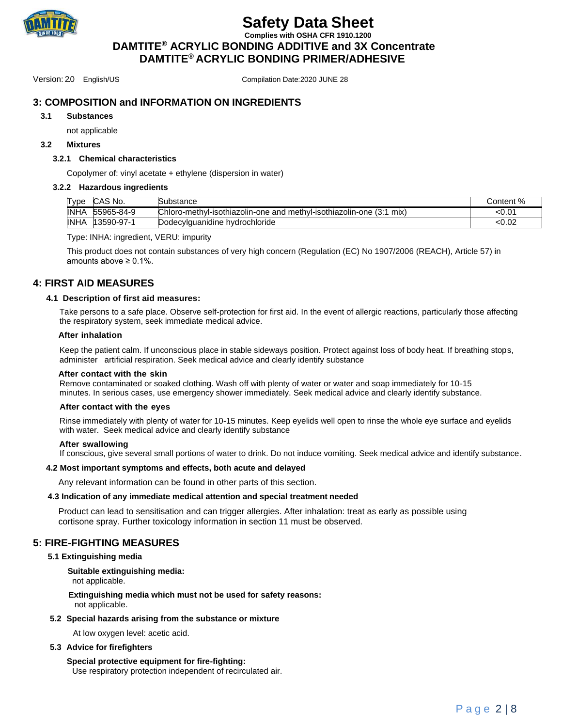## 3: COMPOSITION and INFORMATION ON INGREDIENTS

### 3.1 Substances

not applicable

### 3.2 Mixtures

#### 3.2.1 Chemical characteristics

Copolymer of: vinyl acetate + ethylene (dispersion in water)

#### 3.2.2 Hazardous ingredients

| Type | CAS No. | Substance | Content % |
|---|---|---|---|
| INHA | 55965-84-9 | Chloro-methyl-isothiazolin-one and methyl-isothiazolin-one (3:1 mix) | <0.01 |
| INHA | 13590-97-1 | Dodecylguanidine hydrochloride | <0.02 |

Type: INHA: ingredient, VERU: impurity

This product does not contain substances of very high concern (Regulation (EC) No 1907/2006 (REACH), Article 57) in amounts above ≥ 0.1%.

## 4: FIRST AID MEASURES

### 4.1 Description of first aid measures:

Take persons to a safe place. Observe self-protection for first aid. In the event of allergic reactions, particularly those affecting the respiratory system, seek immediate medical advice.

**After inhalation**

Keep the patient calm. If unconscious place in stable sideways position. Protect against loss of body heat. If breathing stops, administer artificial respiration. Seek medical advice and clearly identify substance

**After contact with the skin**

Remove contaminated or soaked clothing. Wash off with plenty of water or water and soap immediately for 10-15 minutes. In serious cases, use emergency shower immediately. Seek medical advice and clearly identify substance.

**After contact with the eyes**

Rinse immediately with plenty of water for 10-15 minutes. Keep eyelids well open to rinse the whole eye surface and eyelids with water. Seek medical advice and clearly identify substance

**After swallowing**

If conscious, give several small portions of water to drink. Do not induce vomiting. Seek medical advice and identify substance.

### 4.2 Most important symptoms and effects, both acute and delayed

Any relevant information can be found in other parts of this section.

### 4.3 Indication of any immediate medical attention and special treatment needed

Product can lead to sensitisation and can trigger allergies. After inhalation: treat as early as possible using cortisone spray. Further toxicology information in section 11 must be observed.

## 5: FIRE-FIGHTING MEASURES

### 5.1 Extinguishing media

**Suitable extinguishing media:**
not applicable.

**Extinguishing media which must not be used for safety reasons:**
not applicable.

### 5.2 Special hazards arising from the substance or mixture

At low oxygen level: acetic acid.

### 5.3 Advice for firefighters

**Special protective equipment for fire-fighting:**
Use respiratory protection independent of recirculated air.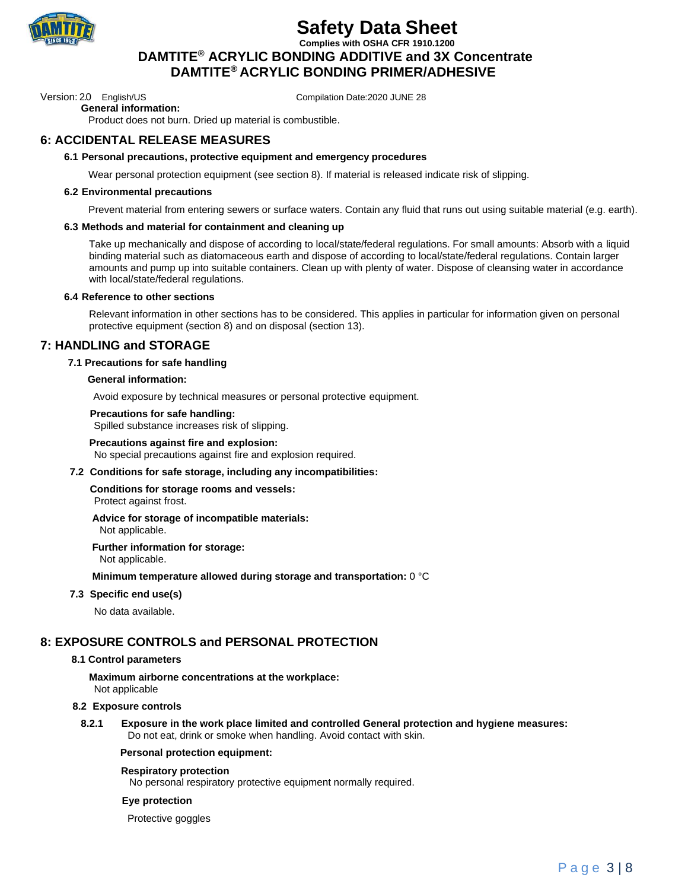**General information:**

Product does not burn. Dried up material is combustible.

## 6: ACCIDENTAL RELEASE MEASURES

### 6.1 Personal precautions, protective equipment and emergency procedures

Wear personal protection equipment (see section 8). If material is released indicate risk of slipping.

### 6.2 Environmental precautions

Prevent material from entering sewers or surface waters. Contain any fluid that runs out using suitable material (e.g. earth).

### 6.3 Methods and material for containment and cleaning up

Take up mechanically and dispose of according to local/state/federal regulations. For small amounts: Absorb with a liquid binding material such as diatomaceous earth and dispose of according to local/state/federal regulations. Contain larger amounts and pump up into suitable containers. Clean up with plenty of water. Dispose of cleansing water in accordance with local/state/federal regulations.

### 6.4 Reference to other sections

Relevant information in other sections has to be considered. This applies in particular for information given on personal protective equipment (section 8) and on disposal (section 13).

## 7: HANDLING and STORAGE

### 7.1 Precautions for safe handling

**General information:**

Avoid exposure by technical measures or personal protective equipment.

**Precautions for safe handling:**

Spilled substance increases risk of slipping.

**Precautions against fire and explosion:**

No special precautions against fire and explosion required.

### 7.2 Conditions for safe storage, including any incompatibilities:

**Conditions for storage rooms and vessels:**

Protect against frost.

**Advice for storage of incompatible materials:**

Not applicable.

**Further information for storage:**

Not applicable.

**Minimum temperature allowed during storage and transportation:** 0 °C

### 7.3 Specific end use(s)

No data available.

## 8: EXPOSURE CONTROLS and PERSONAL PROTECTION

### 8.1 Control parameters

**Maximum airborne concentrations at the workplace:**

Not applicable

### 8.2 Exposure controls

**8.2.1 Exposure in the work place limited and controlled General protection and hygiene measures:**

Do not eat, drink or smoke when handling. Avoid contact with skin.

**Personal protection equipment:**

**Respiratory protection**

No personal respiratory protective equipment normally required.

**Eye protection**

Protective goggles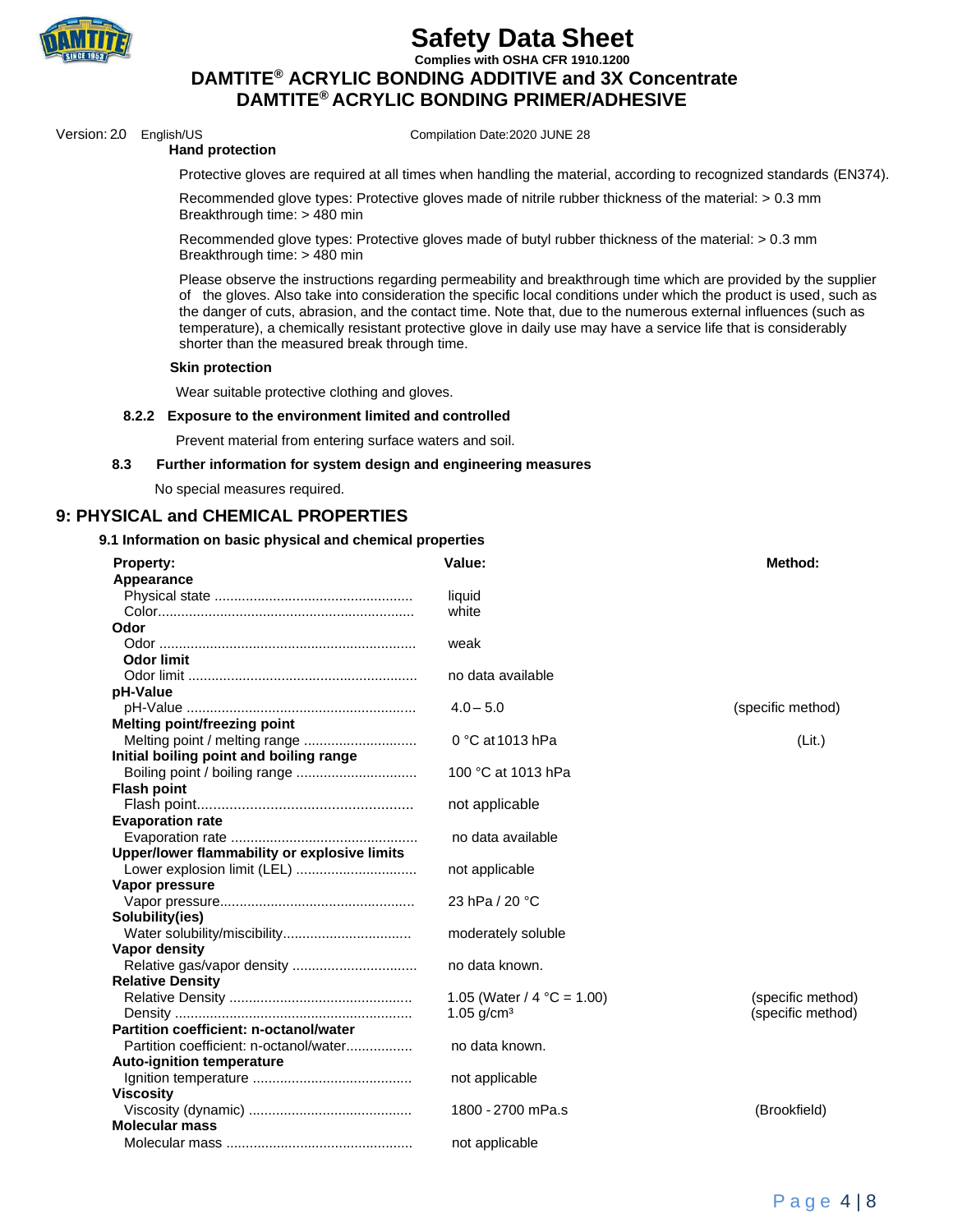**Hand protection**

Protective gloves are required at all times when handling the material, according to recognized standards (EN374).

Recommended glove types: Protective gloves made of nitrile rubber thickness of the material: > 0.3 mm
Breakthrough time: > 480 min

Recommended glove types: Protective gloves made of butyl rubber thickness of the material: > 0.3 mm
Breakthrough time: > 480 min

Please observe the instructions regarding permeability and breakthrough time which are provided by the supplier of the gloves. Also take into consideration the specific local conditions under which the product is used, such as the danger of cuts, abrasion, and the contact time. Note that, due to the numerous external influences (such as temperature), a chemically resistant protective glove in daily use may have a service life that is considerably shorter than the measured break through time.

**Skin protection**

Wear suitable protective clothing and gloves.

**8.2.2 Exposure to the environment limited and controlled**

Prevent material from entering surface waters and soil.

**8.3 Further information for system design and engineering measures**

No special measures required.

## 9: PHYSICAL and CHEMICAL PROPERTIES

### 9.1 Information on basic physical and chemical properties

| Property: | Value: | Method: |
|---|---|---|
| **Appearance** | | |
| Physical state | liquid | |
| Color | white | |
| **Odor** | | |
| Odor | weak | |
| **Odor limit** | | |
| Odor limit | no data available | |
| **pH-Value** | | |
| pH-Value | 4.0 – 5.0 | (specific method) |
| **Melting point/freezing point** | | |
| Melting point / melting range | 0 °C at 1013 hPa | (Lit.) |
| **Initial boiling point and boiling range** | | |
| Boiling point / boiling range | 100 °C at 1013 hPa | |
| **Flash point** | | |
| Flash point | not applicable | |
| **Evaporation rate** | | |
| Evaporation rate | no data available | |
| **Upper/lower flammability or explosive limits** | | |
| Lower explosion limit (LEL) | not applicable | |
| **Vapor pressure** | | |
| Vapor pressure | 23 hPa / 20 °C | |
| **Solubility(ies)** | | |
| Water solubility/miscibility | moderately soluble | |
| **Vapor density** | | |
| Relative gas/vapor density | no data known. | |
| **Relative Density** | | |
| Relative Density | 1.05 (Water / 4 °C = 1.00) | (specific method) |
| Density | 1.05 g/cm³ | (specific method) |
| **Partition coefficient: n-octanol/water** | | |
| Partition coefficient: n-octanol/water | no data known. | |
| **Auto-ignition temperature** | | |
| Ignition temperature | not applicable | |
| **Viscosity** | | |
| Viscosity (dynamic) | 1800 - 2700 mPa.s | (Brookfield) |
| **Molecular mass** | | |
| Molecular mass | not applicable | |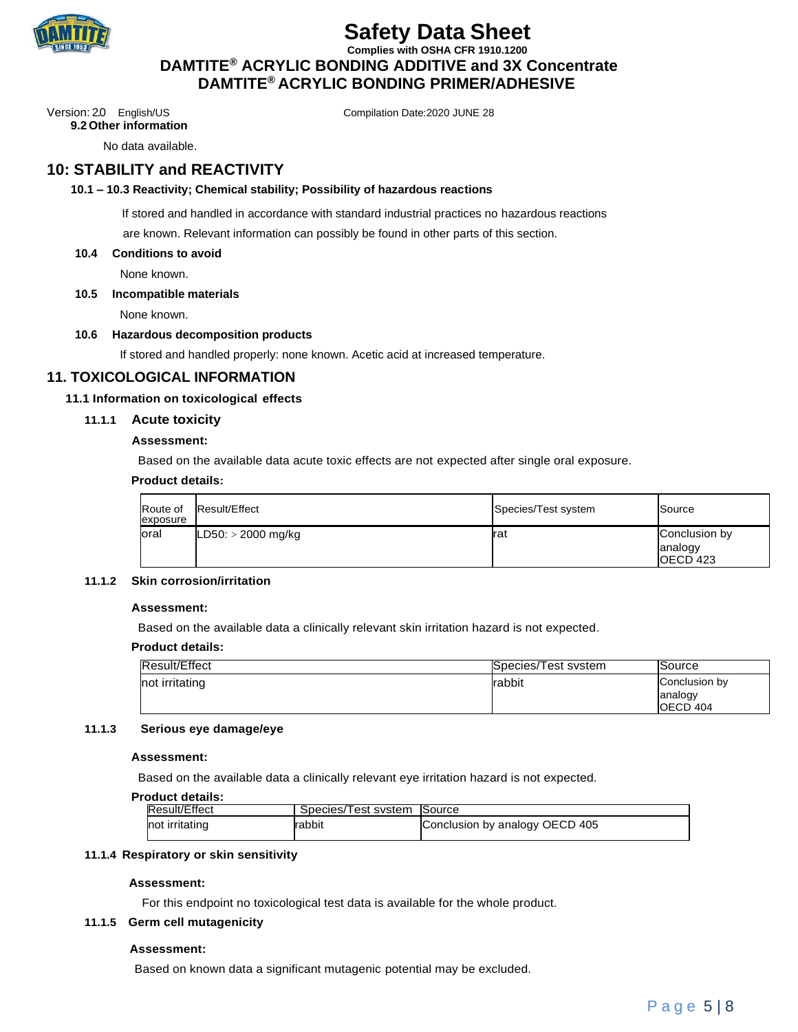### 9.2 Other information

No data available.

## 10: STABILITY and REACTIVITY

### 10.1 – 10.3 Reactivity; Chemical stability; Possibility of hazardous reactions

If stored and handled in accordance with standard industrial practices no hazardous reactions are known. Relevant information can possibly be found in other parts of this section.

### 10.4 Conditions to avoid

None known.

### 10.5 Incompatible materials

None known.

### 10.6 Hazardous decomposition products

If stored and handled properly: none known. Acetic acid at increased temperature.

## 11. TOXICOLOGICAL INFORMATION

### 11.1 Information on toxicological effects

#### 11.1.1 Acute toxicity

**Assessment:**

Based on the available data acute toxic effects are not expected after single oral exposure.

**Product details:**

| Route of exposure | Result/Effect | Species/Test system | Source |
|---|---|---|---|
| oral | LD50: > 2000 mg/kg | rat | Conclusion by analogy OECD 423 |

#### 11.1.2 Skin corrosion/irritation

**Assessment:**

Based on the available data a clinically relevant skin irritation hazard is not expected.

**Product details:**

| Result/Effect | Species/Test svstem | Source |
|---|---|---|
| not irritating | rabbit | Conclusion by analogy OECD 404 |

#### 11.1.3 Serious eye damage/eye

**Assessment:**

Based on the available data a clinically relevant eye irritation hazard is not expected.

**Product details:**

| Result/Effect | Species/Test svstem | Source |
|---|---|---|
| not irritating | rabbit | Conclusion by analogy OECD 405 |

#### 11.1.4 Respiratory or skin sensitivity

**Assessment:**

For this endpoint no toxicological test data is available for the whole product.

#### 11.1.5 Germ cell mutagenicity

**Assessment:**

Based on known data a significant mutagenic potential may be excluded.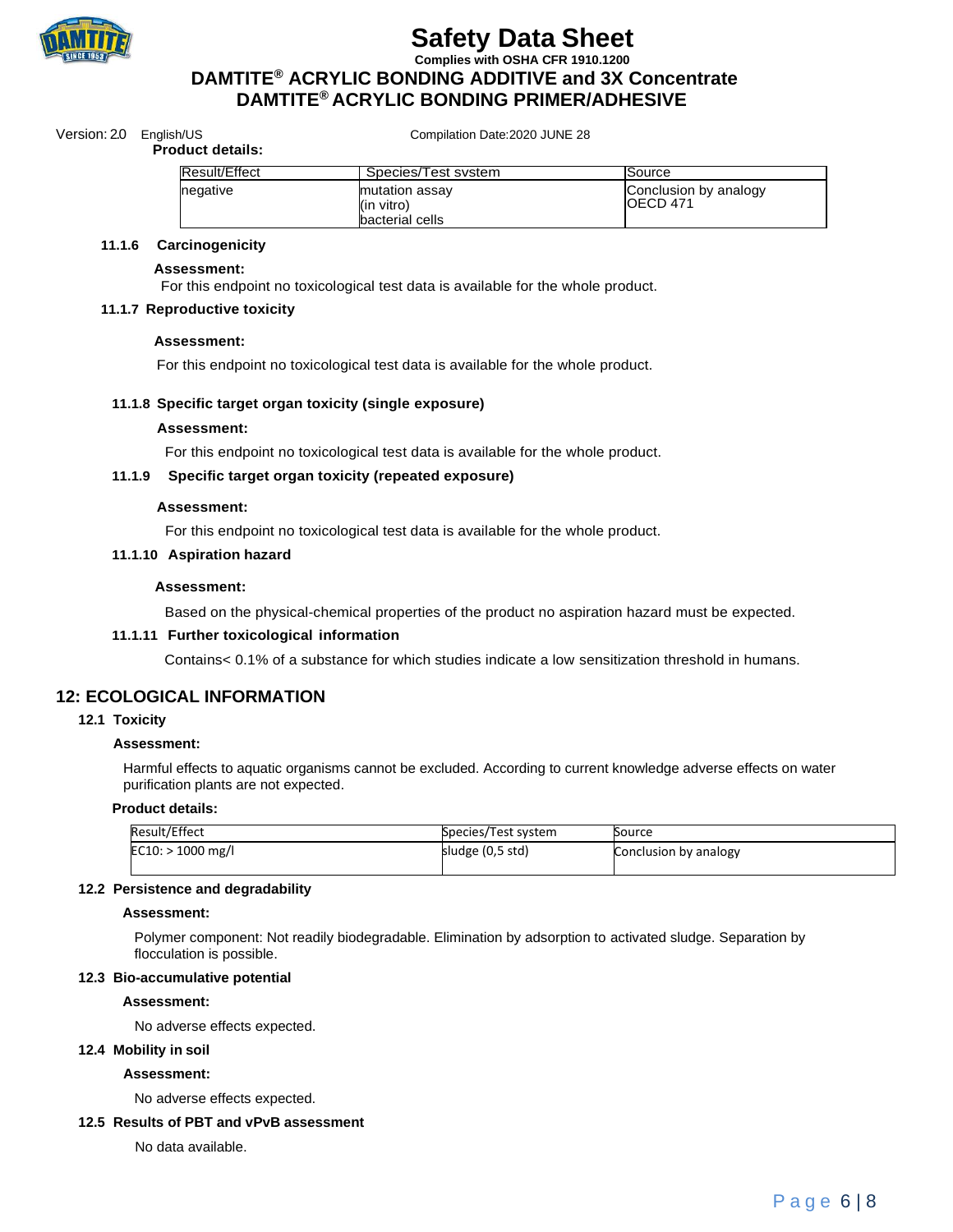**Product details:**

| Result/Effect | Species/Test system | Source |
|---|---|---|
| negative | mutation assay (in vitro) bacterial cells | Conclusion by analogy OECD 471 |

#### 11.1.6 Carcinogenicity

**Assessment:**

For this endpoint no toxicological test data is available for the whole product.

#### 11.1.7 Reproductive toxicity

**Assessment:**

For this endpoint no toxicological test data is available for the whole product.

#### 11.1.8 Specific target organ toxicity (single exposure)

**Assessment:**

For this endpoint no toxicological test data is available for the whole product.

#### 11.1.9 Specific target organ toxicity (repeated exposure)

**Assessment:**

For this endpoint no toxicological test data is available for the whole product.

#### 11.1.10 Aspiration hazard

**Assessment:**

Based on the physical-chemical properties of the product no aspiration hazard must be expected.

#### 11.1.11 Further toxicological information

Contains< 0.1% of a substance for which studies indicate a low sensitization threshold in humans.

## 12: ECOLOGICAL INFORMATION

### 12.1 Toxicity

**Assessment:**

Harmful effects to aquatic organisms cannot be excluded. According to current knowledge adverse effects on water purification plants are not expected.

**Product details:**

| Result/Effect | Species/Test system | Source |
|---|---|---|
| EC10: > 1000 mg/l | sludge (0,5 std) | Conclusion by analogy |

### 12.2 Persistence and degradability

**Assessment:**

Polymer component: Not readily biodegradable. Elimination by adsorption to activated sludge. Separation by flocculation is possible.

### 12.3 Bio-accumulative potential

**Assessment:**

No adverse effects expected.

### 12.4 Mobility in soil

**Assessment:**

No adverse effects expected.

### 12.5 Results of PBT and vPvB assessment

No data available.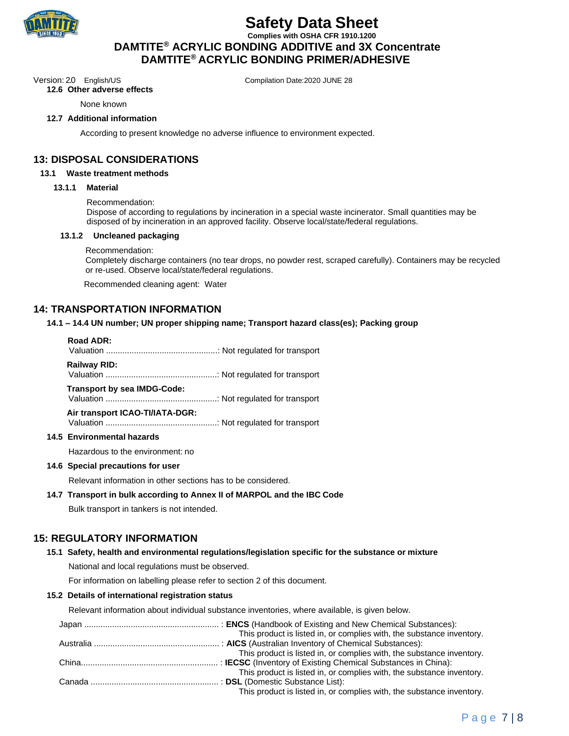#### 12.6 Other adverse effects

None known

#### 12.7 Additional information

According to present knowledge no adverse influence to environment expected.

## 13: DISPOSAL CONSIDERATIONS

### 13.1 Waste treatment methods

#### 13.1.1 Material

Recommendation:
Dispose of according to regulations by incineration in a special waste incinerator. Small quantities may be disposed of by incineration in an approved facility. Observe local/state/federal regulations.

#### 13.1.2 Uncleaned packaging

Recommendation:
Completely discharge containers (no tear drops, no powder rest, scraped carefully). Containers may be recycled or re-used. Observe local/state/federal regulations.

Recommended cleaning agent: Water

## 14: TRANSPORTATION INFORMATION

### 14.1 – 14.4 UN number; UN proper shipping name; Transport hazard class(es); Packing group

**Road ADR:**
Valuation ................................................: Not regulated for transport

**Railway RID:**
Valuation ................................................: Not regulated for transport

**Transport by sea IMDG-Code:**
Valuation ................................................: Not regulated for transport

**Air transport ICAO-TI/IATA-DGR:**
Valuation ................................................: Not regulated for transport

### 14.5 Environmental hazards

Hazardous to the environment: no

### 14.6 Special precautions for user

Relevant information in other sections has to be considered.

### 14.7 Transport in bulk according to Annex II of MARPOL and the IBC Code

Bulk transport in tankers is not intended.

## 15: REGULATORY INFORMATION

### 15.1 Safety, health and environmental regulations/legislation specific for the substance or mixture

National and local regulations must be observed.

For information on labelling please refer to section 2 of this document.

### 15.2 Details of international registration status

Relevant information about individual substance inventories, where available, is given below.

Japan .......................................................... : **ENCS** (Handbook of Existing and New Chemical Substances):
This product is listed in, or complies with, the substance inventory.

Australia ...................................................... : **AICS** (Australian Inventory of Chemical Substances):
This product is listed in, or complies with, the substance inventory.

China........................................................... : **IECSC** (Inventory of Existing Chemical Substances in China):
This product is listed in, or complies with, the substance inventory.

Canada ....................................................... : **DSL** (Domestic Substance List):
This product is listed in, or complies with, the substance inventory.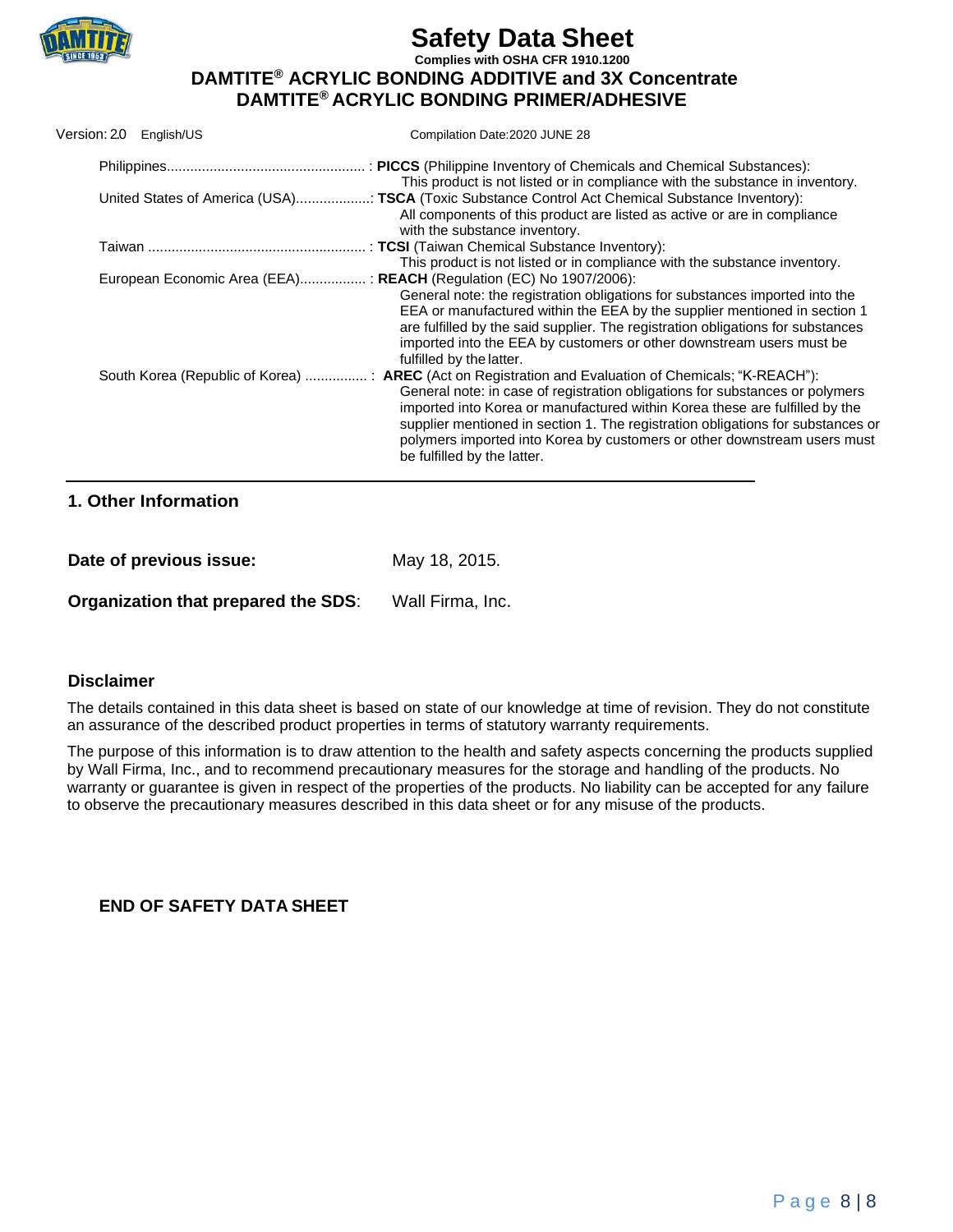Philippines.................................................. : **PICCS** (Philippine Inventory of Chemicals and Chemical Substances):
This product is not listed or in compliance with the substance in inventory.

United States of America (USA)..................: **TSCA** (Toxic Substance Control Act Chemical Substance Inventory):
All components of this product are listed as active or are in compliance with the substance inventory.

Taiwan ....................................................... : **TCSI** (Taiwan Chemical Substance Inventory):
This product is not listed or in compliance with the substance inventory.

European Economic Area (EEA)................ : **REACH** (Regulation (EC) No 1907/2006):
General note: the registration obligations for substances imported into the EEA or manufactured within the EEA by the supplier mentioned in section 1 are fulfilled by the said supplier. The registration obligations for substances imported into the EEA by customers or other downstream users must be fulfilled by the latter.

South Korea (Republic of Korea) ............... : **AREC** (Act on Registration and Evaluation of Chemicals; "K-REACH"):
General note: in case of registration obligations for substances or polymers imported into Korea or manufactured within Korea these are fulfilled by the supplier mentioned in section 1. The registration obligations for substances or polymers imported into Korea by customers or other downstream users must be fulfilled by the latter.

---

## 1. Other Information

**Date of previous issue:** May 18, 2015.

**Organization that prepared the SDS**: Wall Firma, Inc.

### Disclaimer

The details contained in this data sheet is based on state of our knowledge at time of revision. They do not constitute an assurance of the described product properties in terms of statutory warranty requirements.

The purpose of this information is to draw attention to the health and safety aspects concerning the products supplied by Wall Firma, Inc., and to recommend precautionary measures for the storage and handling of the products. No warranty or guarantee is given in respect of the properties of the products. No liability can be accepted for any failure to observe the precautionary measures described in this data sheet or for any misuse of the products.

**END OF SAFETY DATA SHEET**